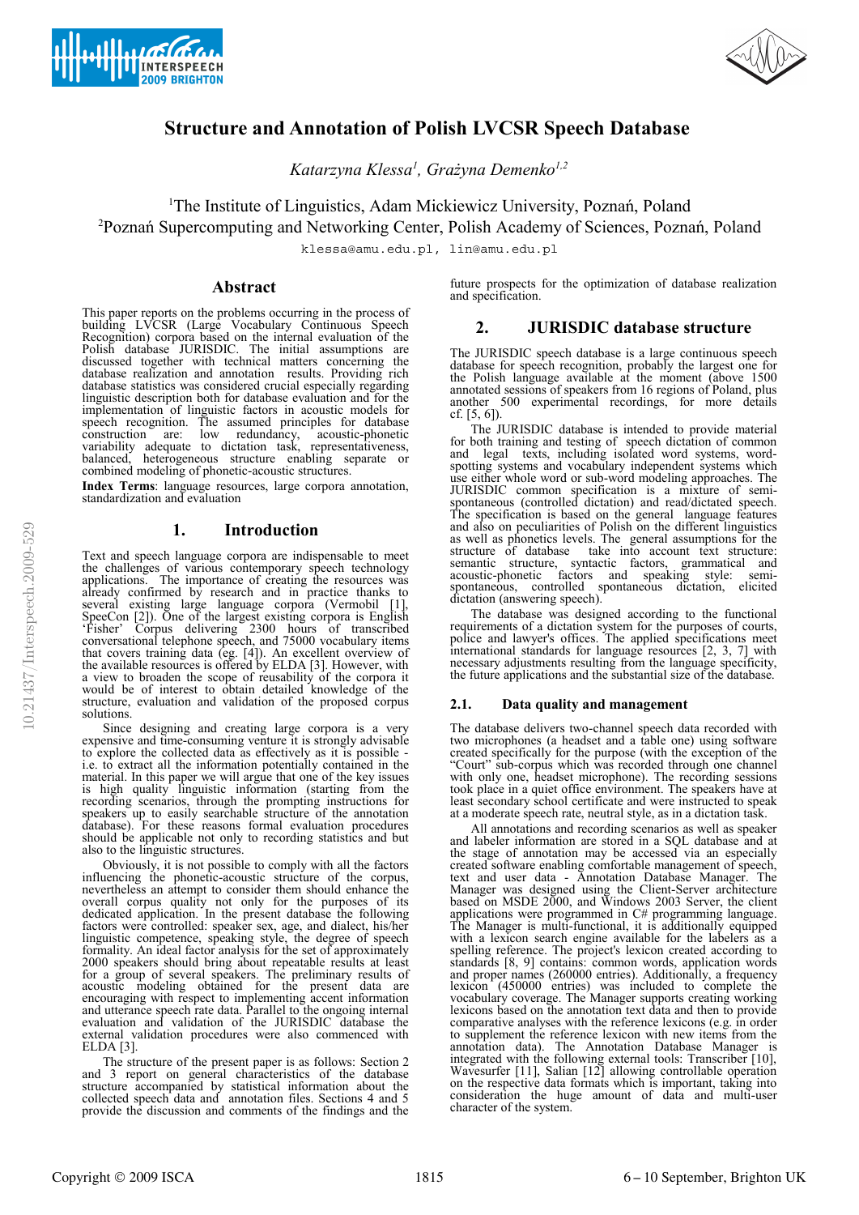# Structure and Annotation of Polish LVCSR Speech Database

*Katarzyna Klessa[1], Grażyna Demenko[1,2]*

[1]The Institute of Linguistics, Adam Mickiewicz University, Poznań, Poland
[2]Poznań Supercomputing and Networking Center, Polish Academy of Sciences, Poznań, Poland

klessa@amu.edu.pl, lin@amu.edu.pl

## Abstract

This paper reports on the problems occurring in the process of building LVCSR (Large Vocabulary Continuous Speech Recognition) corpora based on the internal evaluation of the Polish database JURISDIC. The initial assumptions are discussed together with technical matters concerning the database realization and annotation results. Providing rich database statistics was considered crucial especially regarding linguistic description both for database evaluation and for the implementation of linguistic factors in acoustic models for speech recognition. The assumed principles for database construction are: low redundancy, acoustic-phonetic variability adequate to dictation task, representativeness, balanced, heterogeneous structure enabling separate or combined modeling of phonetic-acoustic structures.

**Index Terms**: language resources, large corpora annotation, standardization and evaluation

## 1. Introduction

Text and speech language corpora are indispensable to meet the challenges of various contemporary speech technology applications. The importance of creating the resources was already confirmed by research and in practice thanks to several existing large language corpora (Vermobil [1], SpeeCon [2]). One of the largest existing corpora is English 'Fisher' Corpus delivering 2300 hours of transcribed conversational telephone speech, and 75000 vocabulary items that covers training data (eg. [4]). An excellent overview of the available resources is offered by ELDA [3]. However, with a view to broaden the scope of reusability of the corpora it would be of interest to obtain detailed knowledge of the structure, evaluation and validation of the proposed corpus solutions.

Since designing and creating large corpora is a very expensive and time-consuming venture it is strongly advisable to explore the collected data as effectively as it is possible - i.e. to extract all the information potentially contained in the material. In this paper we will argue that one of the key issues is high quality linguistic information (starting from the recording scenarios, through the prompting instructions for speakers up to easily searchable structure of the annotation database). For these reasons formal evaluation procedures should be applicable not only to recording statistics and but also to the linguistic structures.

Obviously, it is not possible to comply with all the factors influencing the phonetic-acoustic structure of the corpus, nevertheless an attempt to consider them should enhance the overall corpus quality not only for the purposes of its dedicated application. In the present database the following factors were controlled: speaker sex, age, and dialect, his/her linguistic competence, speaking style, the degree of speech formality. An ideal factor analysis for the set of approximately 2000 speakers should bring about repeatable results at least for a group of several speakers. The preliminary results of acoustic modeling obtained for the present data are encouraging with respect to implementing accent information and utterance speech rate data. Parallel to the ongoing internal evaluation and validation of the JURISDIC database the external validation procedures were also commenced with ELDA [3].

The structure of the present paper is as follows: Section 2 and 3 report on general characteristics of the database structure accompanied by statistical information about the collected speech data and annotation files. Sections 4 and 5 provide the discussion and comments of the findings and the future prospects for the optimization of database realization and specification.

## 2. JURISDIC database structure

The JURISDIC speech database is a large continuous speech database for speech recognition, probably the largest one for the Polish language available at the moment (above 1500 annotated sessions of speakers from 16 regions of Poland, plus another 500 experimental recordings, for more details cf. [5, 6]).

The JURISDIC database is intended to provide material for both training and testing of speech dictation of common and legal texts, including isolated word systems, word-spotting systems and vocabulary independent systems which use either whole word or sub-word modeling approaches. The JURISDIC common specification is a mixture of semi-spontaneous (controlled dictation) and read/dictated speech. The specification is based on the general language features and also on peculiarities of Polish on the different linguistics as well as phonetics levels. The general assumptions for the structure of database take into account text structure: semantic structure, syntactic factors, grammatical and acoustic-phonetic factors and speaking style: semi-spontaneous, controlled spontaneous dictation, elicited dictation (answering speech).

The database was designed according to the functional requirements of a dictation system for the purposes of courts, police and lawyer's offices. The applied specifications meet international standards for language resources [2, 3, 7] with necessary adjustments resulting from the language specificity, the future applications and the substantial size of the database.

### 2.1. Data quality and management

The database delivers two-channel speech data recorded with two microphones (a headset and a table one) using software created specifically for the purpose (with the exception of the "Court" sub-corpus which was recorded through one channel with only one, headset microphone). The recording sessions took place in a quiet office environment. The speakers have at least secondary school certificate and were instructed to speak at a moderate speech rate, neutral style, as in a dictation task.

All annotations and recording scenarios as well as speaker and labeler information are stored in a SQL database and at the stage of annotation may be accessed via an especially created software enabling comfortable management of speech, text and user data - Annotation Database Manager. The Manager was designed using the Client-Server architecture based on MSDE 2000, and Windows 2003 Server, the client applications were programmed in C# programming language. The Manager is multi-functional, it is additionally equipped with a lexicon search engine available for the labelers as a spelling reference. The project's lexicon created according to standards [8, 9] contains: common words, application words and proper names (260000 entries). Additionally, a frequency lexicon (450000 entries) was included to complete the vocabulary coverage. The Manager supports creating working lexicons based on the annotation text data and then to provide comparative analyses with the reference lexicons (e.g. in order to supplement the reference lexicon with new items from the annotation data). The Annotation Database Manager is integrated with the following external tools: Transcriber [10], Wavesurfer [11], Salian [12] allowing controllable operation on the respective data formats which is important, taking into consideration the huge amount of data and multi-user character of the system.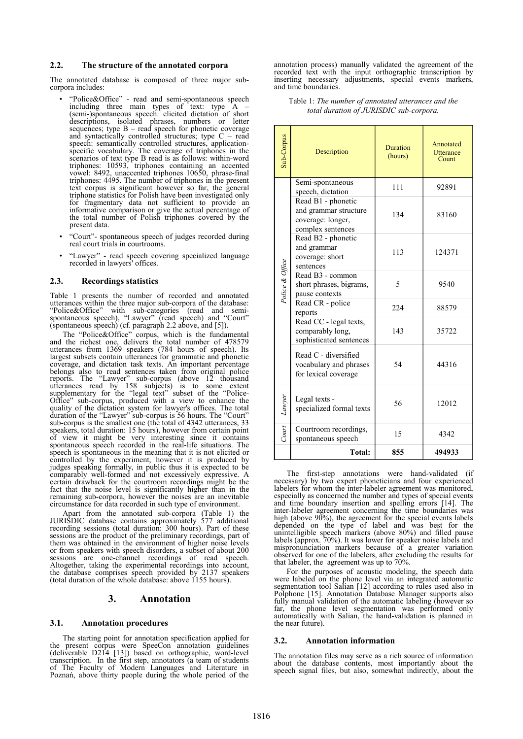### 2.2. The structure of the annotated corpora

The annotated database is composed of three major sub-corpora includes:

- "Police&Office" - read and semi-spontaneous speech including three main types of text: type A – (semi-)spontaneous speech: elicited dictation of short descriptions, isolated phrases, numbers or letter sequences; type B – read speech for phonetic coverage and syntactically controlled structures; type C – read speech: semantically controlled structures, application-specific vocabulary. The coverage of triphones in the scenarios of text type B read is as follows: within-word triphones: 10593, triphones containing an accented vowel: 8492, unaccented triphones 10650, phrase-final triphones: 4495. The number of triphones in the present text corpus is significant however so far, the general triphone statistics for Polish have been investigated only for fragmentary data not sufficient to provide an informative comparison or give the actual percentage of the total number of Polish triphones covered by the present data.
- "Court"- spontaneous speech of judges recorded during real court trials in courtrooms.
- "Lawyer" - read speech covering specialized language recorded in lawyers' offices.

### 2.3. Recordings statistics

Table 1 presents the number of recorded and annotated utterances within the three major sub-corpora of the database: "Police&Office" with sub-categories (read and semi-spontaneous speech), "Lawyer" (read speech) and "Court" (spontaneous speech) (cf. paragraph 2.2 above, and [5]).

The "Police&Office" corpus, which is the fundamental and the richest one, delivers the total number of 478579 utterances from 1369 speakers (784 hours of speech). Its largest subsets contain utterances for grammatic and phonetic coverage, and dictation task texts. An important percentage belongs also to read sentences taken from original police reports. The "Lawyer" sub-corpus (above 12 thousand utterances read by 158 subjects) is to some extent supplementary for the "legal text" subset of the "Police-Office" sub-corpus, produced with a view to enhance the quality of the dictation system for lawyer's offices. The total duration of the "Lawyer" sub-corpus is 56 hours. The "Court" sub-corpus is the smallest one (the total of 4342 utterances, 33 speakers, total duration: 15 hours), however from certain point of view it might be very interesting since it contains spontaneous speech recorded in the real-life situations. The speech is spontaneous in the meaning that it is not elicited or controlled by the experiment, however it is produced by judges speaking formally, in public thus it is expected to be comparably well-formed and not excessively expressive. A certain drawback for the courtroom recordings might be the fact that the noise level is significantly higher than in the remaining sub-corpora, however the noises are an inevitable circumstance for data recorded in such type of environment.

Apart from the annotated sub-corpora (Table 1) the JURISDIC database contains approximately 577 additional recording sessions (total duration: 300 hours). Part of these sessions are the product of the preliminary recordings, part of them was obtained in the environment of higher noise levels or from speakers with speech disorders, a subset of about 200 sessions are one-channel recordings of read speech. Altogether, taking the experimental recordings into account, the database comprises speech provided by 2137 speakers (total duration of the whole database: above 1155 hours).

## 3. Annotation

### 3.1. Annotation procedures

The starting point for annotation specification applied for the present corpus were SpeeCon annotation guidelines (deliverable D214 [13]) based on orthographic, word-level transcription. In the first step, annotators (a team of students of The Faculty of Modern Languages and Literature in Poznań, above thirty people during the whole period of the annotation process) manually validated the agreement of the recorded text with the input orthographic transcription by inserting necessary adjustments, special events markers, and time boundaries.

Table 1: *The number of annotated utterances and the total duration of JURISDIC sub-corpora.*

| Sub-Corpus | Description | Duration (hours) | Annotated Utterance Count |
|---|---|---|---|
| *Police & Office* | Semi-spontaneous speech, dictation | 111 | 92891 |
| | Read B1 - phonetic and grammar structure coverage: longer, complex sentences | 134 | 83160 |
| | Read B2 - phonetic and grammar coverage: short sentences | 113 | 124371 |
| | Read B3 - common short phrases, bigrams, pause contexts | 5 | 9540 |
| | Read CR - police reports | 224 | 88579 |
| | Read CC - legal texts, comparably long, sophisticated sentences | 143 | 35722 |
| | Read C - diversified vocabulary and phrases for lexical coverage | 54 | 44316 |
| *Lawyer* | Legal texts - specialized formal texts | 56 | 12012 |
| *Court* | Courtroom recordings, spontaneous speech | 15 | 4342 |
| | **Total:** | **855** | **494933** |

The first-step annotations were hand-validated (if necessary) by two expert phoneticians and four experienced labelers for whom the inter-labeler agreement was monitored, especially as concerned the number and types of special events and time boundary insertion and spelling errors [14]. The inter-labeler agreement concerning the time boundaries was high (above 90%), the agreement for the special events labels depended on the type of label and was best for the unintelligible speech markers (above 80%) and filled pause labels (approx. 70%). It was lower for speaker noise labels and mispronunciation markers because of a greater variation observed for one of the labelers, after excluding the results for that labeler, the agreement was up to 70%.

For the purposes of acoustic modeling, the speech data were labeled on the phone level via an integrated automatic segmentation tool Salian [12] according to rules used also in Polphone [15]. Annotation Database Manager supports also fully manual validation of the automatic labeling (however so far, the phone level segmentation was performed only automatically with Salian, the hand-validation is planned in the near future).

### 3.2. Annotation information

The annotation files may serve as a rich source of information about the database contents, most importantly about the speech signal files, but also, somewhat indirectly, about the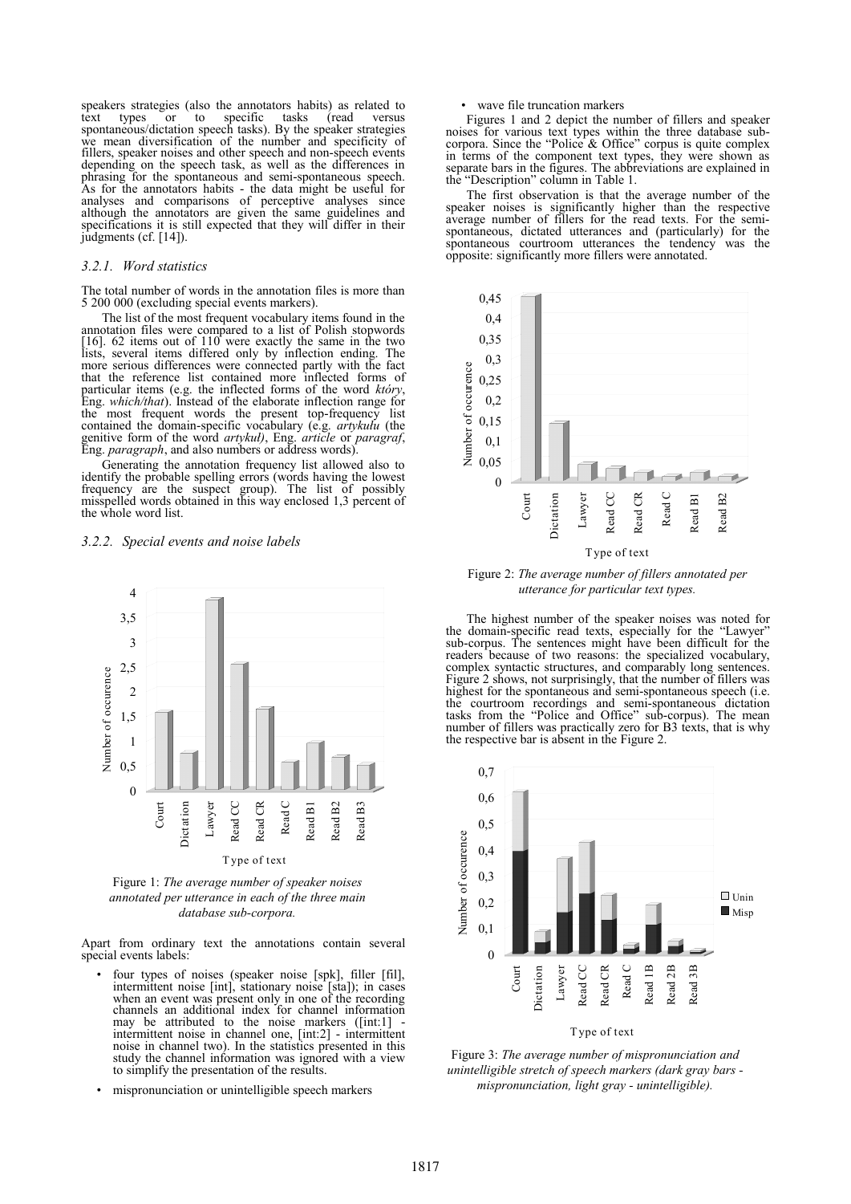speakers strategies (also the annotators habits) as related to text types or to specific tasks (read versus spontaneous/dictation speech tasks). By the speaker strategies we mean diversification of the number and specificity of fillers, speaker noises and other speech and non-speech events depending on the speech task, as well as the differences in phrasing for the spontaneous and semi-spontaneous speech. As for the annotators habits - the data might be useful for analyses and comparisons of perceptive analyses since although the annotators are given the same guidelines and specifications it is still expected that they will differ in their judgments (cf. [14]).

### *3.2.1. Word statistics*

The total number of words in the annotation files is more than 5 200 000 (excluding special events markers).

The list of the most frequent vocabulary items found in the annotation files were compared to a list of Polish stopwords [16]. 62 items out of 110 were exactly the same in the two lists, several items differed only by inflection ending. The more serious differences were connected partly with the fact that the reference list contained more inflected forms of particular items (e.g. the inflected forms of the word *który*, Eng. *which/that*). Instead of the elaborate inflection range for the most frequent words the present top-frequency list contained the domain-specific vocabulary (e.g. *artykułu* (the genitive form of the word *artykuł)*, Eng. *article* or *paragraf*, Eng. *paragraph*, and also numbers or address words).

Generating the annotation frequency list allowed also to identify the probable spelling errors (words having the lowest frequency are the suspect group). The list of possibly misspelled words obtained in this way enclosed 1,3 percent of the whole word list.

### *3.2.2. Special events and noise labels*

Figure 1: *The average number of speaker noises annotated per utterance in each of the three main database sub-corpora.*

Apart from ordinary text the annotations contain several special events labels:

- four types of noises (speaker noise [spk], filler [fil], intermittent noise [int], stationary noise [sta]); in cases when an event was present only in one of the recording channels an additional index for channel information may be attributed to the noise markers ([int:1] - intermittent noise in channel one, [int:2] - intermittent noise in channel two). In the statistics presented in this study the channel information was ignored with a view to simplify the presentation of the results.
- mispronunciation or unintelligible speech markers
- wave file truncation markers

Figures 1 and 2 depict the number of fillers and speaker noises for various text types within the three database sub-corpora. Since the "Police & Office" corpus is quite complex in terms of the component text types, they were shown as separate bars in the figures. The abbreviations are explained in the "Description" column in Table 1.

The first observation is that the average number of the speaker noises is significantly higher than the respective average number of fillers for the read texts. For the semi-spontaneous, dictated utterances and (particularly) for the spontaneous courtroom utterances the tendency was the opposite: significantly more fillers were annotated.

Figure 2: *The average number of fillers annotated per utterance for particular text types.*

The highest number of the speaker noises was noted for the domain-specific read texts, especially for the "Lawyer" sub-corpus. The sentences might have been difficult for the readers because of two reasons: the specialized vocabulary, complex syntactic structures, and comparably long sentences. Figure 2 shows, not surprisingly, that the number of fillers was highest for the spontaneous and semi-spontaneous speech (i.e. the courtroom recordings and semi-spontaneous dictation tasks from the "Police and Office" sub-corpus). The mean number of fillers was practically zero for B3 texts, that is why the respective bar is absent in the Figure 2.

Figure 3: *The average number of mispronunciation and unintelligible stretch of speech markers (dark gray bars - mispronunciation, light gray - unintelligible).*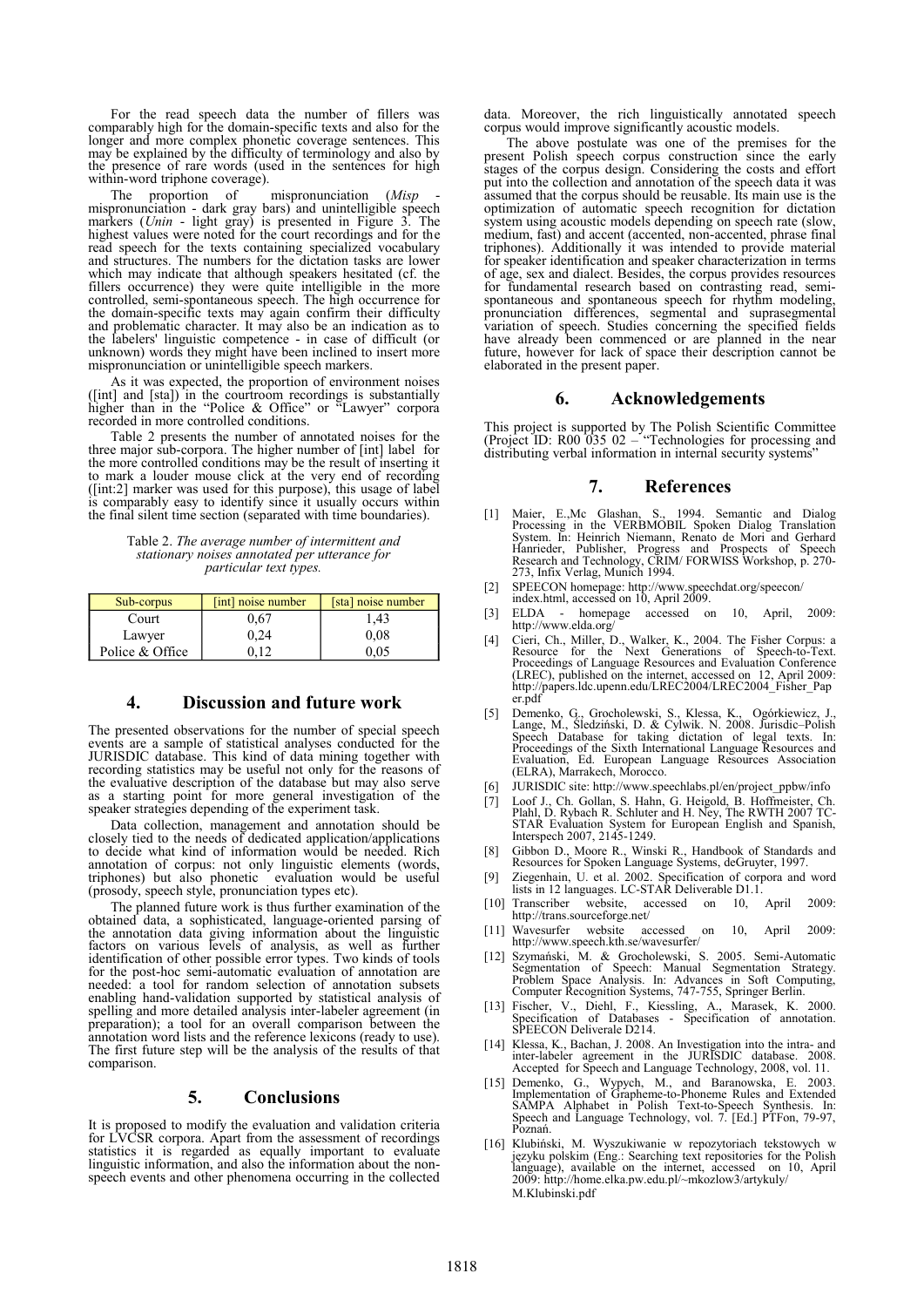For the read speech data the number of fillers was comparably high for the domain-specific texts and also for the longer and more complex phonetic coverage sentences. This may be explained by the difficulty of terminology and also by the presence of rare words (used in the sentences for high within-word triphone coverage).

The proportion of mispronunciation (*Misp* - mispronunciation - dark gray bars) and unintelligible speech markers (*Unin* - light gray) is presented in Figure 3. The highest values were noted for the court recordings and for the read speech for the texts containing specialized vocabulary and structures. The numbers for the dictation tasks are lower which may indicate that although speakers hesitated (cf. the fillers occurrence) they were quite intelligible in the more controlled, semi-spontaneous speech. The high occurrence for the domain-specific texts may again confirm their difficulty and problematic character. It may also be an indication as to the labelers' linguistic competence - in case of difficult (or unknown) words they might have been inclined to insert more mispronunciation or unintelligible speech markers.

As it was expected, the proportion of environment noises ([int] and [sta]) in the courtroom recordings is substantially higher than in the "Police & Office" or "Lawyer" corpora recorded in more controlled conditions.

Table 2 presents the number of annotated noises for the three major sub-corpora. The higher number of [int] label for the more controlled conditions may be the result of inserting it to mark a louder mouse click at the very end of recording ([int:2] marker was used for this purpose), this usage of label is comparably easy to identify since it usually occurs within the final silent time section (separated with time boundaries).

Table 2. *The average number of intermittent and stationary noises annotated per utterance for particular text types.*

| Sub-corpus | [int] noise number | [sta] noise number |
|---|---|---|
| Court | 0,67 | 1,43 |
| Lawyer | 0,24 | 0,08 |
| Police & Office | 0,12 | 0,05 |

## 4. Discussion and future work

The presented observations for the number of special speech events are a sample of statistical analyses conducted for the JURISDIC database. This kind of data mining together with recording statistics may be useful not only for the reasons of the evaluative description of the database but may also serve as a starting point for more general investigation of the speaker strategies depending of the experiment task.

Data collection, management and annotation should be closely tied to the needs of dedicated application/applications to decide what kind of information would be needed. Rich annotation of corpus: not only linguistic elements (words, triphones) but also phonetic evaluation would be useful (prosody, speech style, pronunciation types etc).

The planned future work is thus further examination of the obtained data, a sophisticated, language-oriented parsing of the annotation data giving information about the linguistic factors on various levels of analysis, as well as further identification of other possible error types. Two kinds of tools for the post-hoc semi-automatic evaluation of annotation are needed: a tool for random selection of annotation subsets enabling hand-validation supported by statistical analysis of spelling and more detailed analysis inter-labeler agreement (in preparation); a tool for an overall comparison between the annotation word lists and the reference lexicons (ready to use). The first future step will be the analysis of the results of that comparison.

## 5. Conclusions

It is proposed to modify the evaluation and validation criteria for LVCSR corpora. Apart from the assessment of recordings statistics it is regarded as equally important to evaluate linguistic information, and also the information about the non-speech events and other phenomena occurring in the collected data. Moreover, the rich linguistically annotated speech corpus would improve significantly acoustic models.

The above postulate was one of the premises for the present Polish speech corpus construction since the early stages of the corpus design. Considering the costs and effort put into the collection and annotation of the speech data it was assumed that the corpus should be reusable. Its main use is the optimization of automatic speech recognition for dictation system using acoustic models depending on speech rate (slow, medium, fast) and accent (accented, non-accented, phrase final triphones). Additionally it was intended to provide material for speaker identification and speaker characterization in terms of age, sex and dialect. Besides, the corpus provides resources for fundamental research based on contrasting read, semi-spontaneous and spontaneous speech for rhythm modeling, pronunciation differences, segmental and suprasegmental variation of speech. Studies concerning the specified fields have already been commenced or are planned in the near future, however for lack of space their description cannot be elaborated in the present paper.

## 6. Acknowledgements

This project is supported by The Polish Scientific Committee (Project ID: R00 035 02 – "Technologies for processing and distributing verbal information in internal security systems"

## 7. References

[1] Maier, E.,Mc Glashan, S., 1994. Semantic and Dialog Processing in the VERBMOBIL Spoken Dialog Translation System. In: Heinrich Niemann, Renato de Mori and Gerhard Hanrieder, Publisher, Progress and Prospects of Speech Research and Technology, CRIM/ FORWISS Workshop, p. 270-273, Infix Verlag, Munich 1994.

[2] SPEECON homepage: http://www.speechdat.org/speecon/index.html, accessed on 10, April 2009.

[3] ELDA - homepage accessed on 10, April, 2009: http://www.elda.org/

[4] Cieri, Ch., Miller, D., Walker, K., 2004. The Fisher Corpus: a Resource for the Next Generations of Speech-to-Text. Proceedings of Language Resources and Evaluation Conference (LREC), published on the internet, accessed on 12, April 2009: http://papers.ldc.upenn.edu/LREC2004/LREC2004_Fisher_Paper.pdf

[5] Demenko, G., Grocholewski, S., Klessa, K., Ogórkiewicz, J., Lange, M., Śledziński, D. & Cylwik. N. 2008. Jurisdic–Polish Speech Database for taking dictation of legal texts. In: Proceedings of the Sixth International Language Resources and Evaluation, Ed. European Language Resources Association (ELRA), Marrakech, Morocco.

[6] JURISDIC site: http://www.speechlabs.pl/en/project_ppbw/info

[7] Loof J., Ch. Gollan, S. Hahn, G. Heigold, B. Hoffmeister, Ch. Plahl, D. Rybach R. Schluter and H. Ney, The RWTH 2007 TC-STAR Evaluation System for European English and Spanish, Interspeech 2007, 2145-1249.

[8] Gibbon D., Moore R., Winski R., Handbook of Standards and Resources for Spoken Language Systems, deGruyter, 1997.

[9] Ziegenhain, U. et al. 2002. Specification of corpora and word lists in 12 languages. LC-STAR Deliverable D1.1.

[10] Transcriber website, accessed on 10, April 2009: http://trans.sourceforge.net/

[11] Wavesurfer website accessed on 10, April 2009: http://www.speech.kth.se/wavesurfer/

[12] Szymański, M. & Grocholewski, S. 2005. Semi-Automatic Segmentation of Speech: Manual Segmentation Strategy. Problem Space Analysis. In: Advances in Soft Computing, Computer Recognition Systems, 747-755, Springer Berlin.

[13] Fischer, V., Diehl, F., Kiessling, A., Marasek, K. 2000. Specification of Databases - Specification of annotation. SPEECON Deliverale D214.

[14] Klessa, K., Bachan, J. 2008. An Investigation into the intra- and inter-labeler agreement in the JURISDIC database. 2008. Accepted for Speech and Language Technology, 2008, vol. 11.

[15] Demenko, G., Wypych, M., and Baranowska, E. 2003. Implementation of Grapheme-to-Phoneme Rules and Extended SAMPA Alphabet in Polish Text-to-Speech Synthesis. In: Speech and Language Technology, vol. 7. [Ed.] PTFon, 79-97, Poznań.

[16] Klubiński, M. Wyszukiwanie w repozytoriach tekstowych w języku polskim (Eng.: Searching text repositories for the Polish language), available on the internet, accessed on 10, April 2009: http://home.elka.pw.edu.pl/~mkozlow3/artykuly/M.Klubinski.pdf